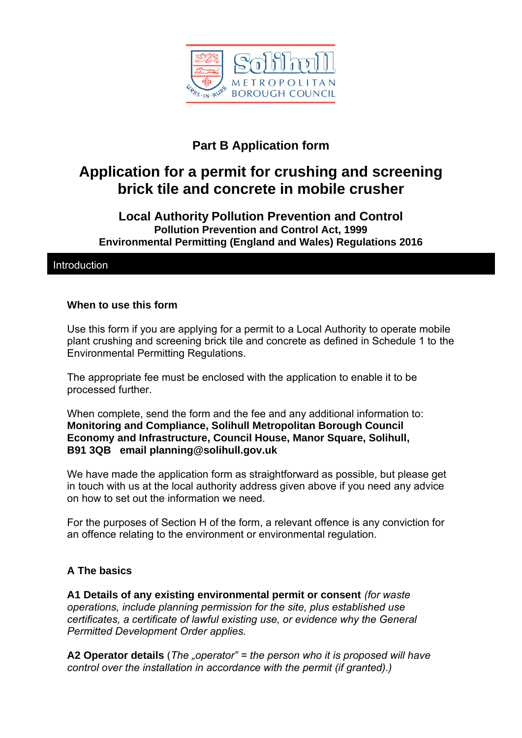Solihull Metropolitan Borough Council

## Part B Application form

# Application for a permit for crushing and screening brick tile and concrete in mobile crusher

### Local Authority Pollution Prevention and Control

**Pollution Prevention and Control Act, 1999**
**Environmental Permitting (England and Wales) Regulations 2016**

## Introduction

### When to use this form

Use this form if you are applying for a permit to a Local Authority to operate mobile plant crushing and screening brick tile and concrete as defined in Schedule 1 to the Environmental Permitting Regulations.

The appropriate fee must be enclosed with the application to enable it to be processed further.

When complete, send the form and the fee and any additional information to:
**Monitoring and Compliance, Solihull Metropolitan Borough Council Economy and Infrastructure, Council House, Manor Square, Solihull, B91 3QB email planning@solihull.gov.uk**

We have made the application form as straightforward as possible, but please get in touch with us at the local authority address given above if you need any advice on how to set out the information we need.

For the purposes of Section H of the form, a relevant offence is any conviction for an offence relating to the environment or environmental regulation.

### A The basics

**A1 Details of any existing environmental permit or consent** *(for waste operations, include planning permission for the site, plus established use certificates, a certificate of lawful existing use, or evidence why the General Permitted Development Order applies.*

**A2 Operator details** (*The „operator" = the person who it is proposed will have control over the installation in accordance with the permit (if granted).)*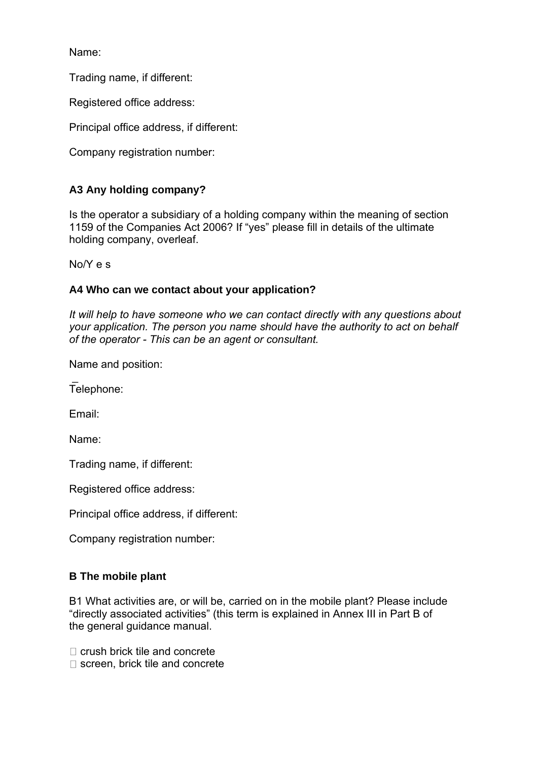Name:

Trading name, if different:

Registered office address:

Principal office address, if different:

Company registration number:

### A3 Any holding company?

Is the operator a subsidiary of a holding company within the meaning of section 1159 of the Companies Act 2006? If "yes" please fill in details of the ultimate holding company, overleaf.

No/Y e s

### A4 Who can we contact about your application?

*It will help to have someone who we can contact directly with any questions about your application. The person you name should have the authority to act on behalf of the operator - This can be an agent or consultant.*

Name and position:

Telephone:

Email:

Name:

Trading name, if different:

Registered office address:

Principal office address, if different:

Company registration number:

### B The mobile plant

B1 What activities are, or will be, carried on in the mobile plant? Please include "directly associated activities" (this term is explained in Annex III in Part B of the general guidance manual.

- crush brick tile and concrete
- screen, brick tile and concrete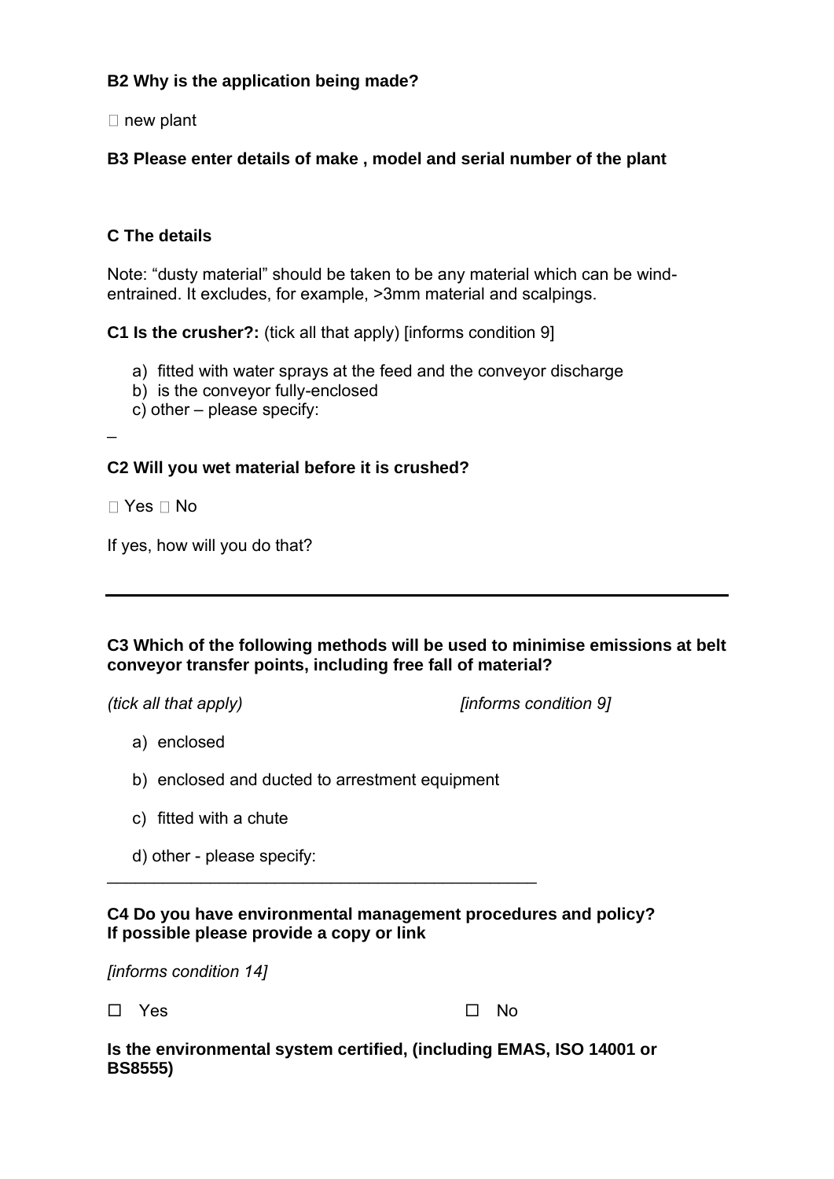**B2 Why is the application being made?**

☐ new plant

**B3 Please enter details of make , model and serial number of the plant**

**C The details**

Note: "dusty material" should be taken to be any material which can be wind-entrained. It excludes, for example, >3mm material and scalpings.

**C1 Is the crusher?:** (tick all that apply) [informs condition 9]

a) fitted with water sprays at the feed and the conveyor discharge
b) is the conveyor fully-enclosed
c) other – please specify:

–

**C2 Will you wet material before it is crushed?**

☐ Yes ☐ No

If yes, how will you do that?

---

**C3 Which of the following methods will be used to minimise emissions at belt conveyor transfer points, including free fall of material?**

*(tick all that apply)* *[informs condition 9]*

a) enclosed

b) enclosed and ducted to arrestment equipment

c) fitted with a chute

d) other - please specify:

______________________________________________

**C4 Do you have environmental management procedures and policy? If possible please provide a copy or link**

*[informs condition 14]*

☐ Yes ☐ No

**Is the environmental system certified, (including EMAS, ISO 14001 or BS8555)**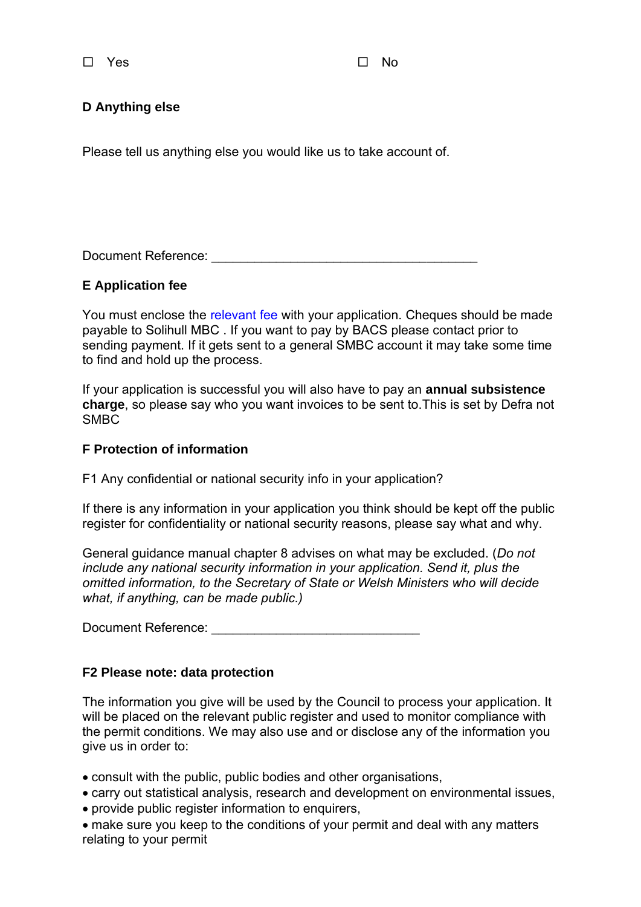☐ Yes ☐ No

## D Anything else

Please tell us anything else you would like us to take account of.

Document Reference: ______________________________________

## E Application fee

You must enclose the relevant fee with your application. Cheques should be made payable to Solihull MBC . If you want to pay by BACS please contact prior to sending payment. If it gets sent to a general SMBC account it may take some time to find and hold up the process.

If your application is successful you will also have to pay an **annual subsistence charge**, so please say who you want invoices to be sent to.This is set by Defra not SMBC

## F Protection of information

F1 Any confidential or national security info in your application?

If there is any information in your application you think should be kept off the public register for confidentiality or national security reasons, please say what and why.

General guidance manual chapter 8 advises on what may be excluded. (*Do not include any national security information in your application. Send it, plus the omitted information, to the Secretary of State or Welsh Ministers who will decide what, if anything, can be made public.)*

Document Reference: ______________________________

### F2 Please note: data protection

The information you give will be used by the Council to process your application. It will be placed on the relevant public register and used to monitor compliance with the permit conditions. We may also use and or disclose any of the information you give us in order to:

- consult with the public, public bodies and other organisations,
- carry out statistical analysis, research and development on environmental issues,
- provide public register information to enquirers,
- make sure you keep to the conditions of your permit and deal with any matters relating to your permit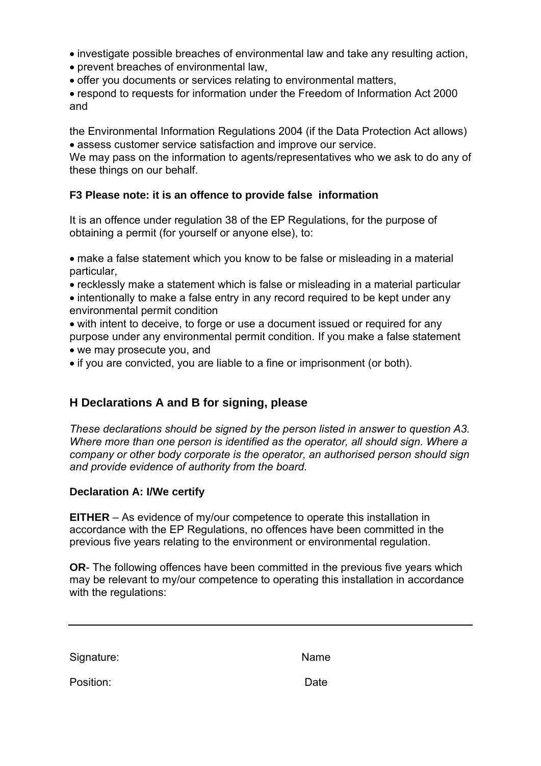- investigate possible breaches of environmental law and take any resulting action,
- prevent breaches of environmental law,
- offer you documents or services relating to environmental matters,
- respond to requests for information under the Freedom of Information Act 2000 and

the Environmental Information Regulations 2004 (if the Data Protection Act allows)
- assess customer service satisfaction and improve our service.

We may pass on the information to agents/representatives who we ask to do any of these things on our behalf.

**F3 Please note: it is an offence to provide false information**

It is an offence under regulation 38 of the EP Regulations, for the purpose of obtaining a permit (for yourself or anyone else), to:

- make a false statement which you know to be false or misleading in a material particular,
- recklessly make a statement which is false or misleading in a material particular
- intentionally to make a false entry in any record required to be kept under any environmental permit condition
- with intent to deceive, to forge or use a document issued or required for any purpose under any environmental permit condition. If you make a false statement
- we may prosecute you, and
- if you are convicted, you are liable to a fine or imprisonment (or both).

## H Declarations A and B for signing, please

*These declarations should be signed by the person listed in answer to question A3. Where more than one person is identified as the operator, all should sign. Where a company or other body corporate is the operator, an authorised person should sign and provide evidence of authority from the board.*

**Declaration A: I/We certify**

**EITHER** – As evidence of my/our competence to operate this installation in accordance with the EP Regulations, no offences have been committed in the previous five years relating to the environment or environmental regulation.

**OR**- The following offences have been committed in the previous five years which may be relevant to my/our competence to operating this installation in accordance with the regulations:

---

Signature: Name

Position: Date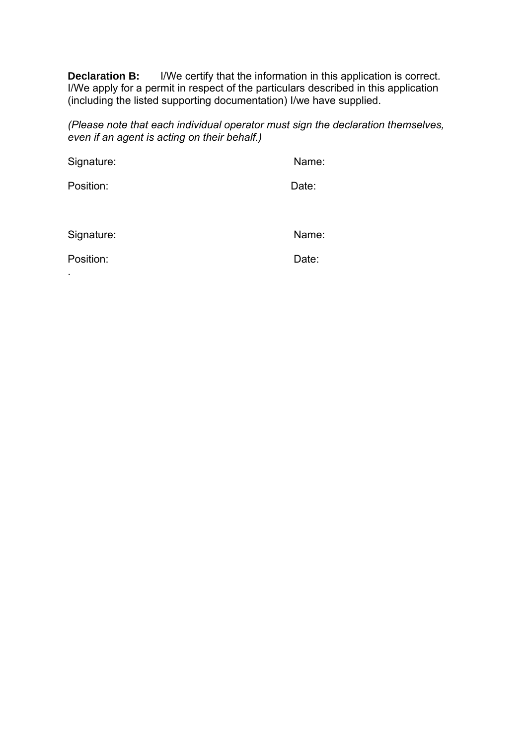**Declaration B:** I/We certify that the information in this application is correct. I/We apply for a permit in respect of the particulars described in this application (including the listed supporting documentation) I/we have supplied.

*(Please note that each individual operator must sign the declaration themselves, even if an agent is acting on their behalf.)*

Signature: Name:

Position: Date:

Signature: Name:

Position: Date:

.